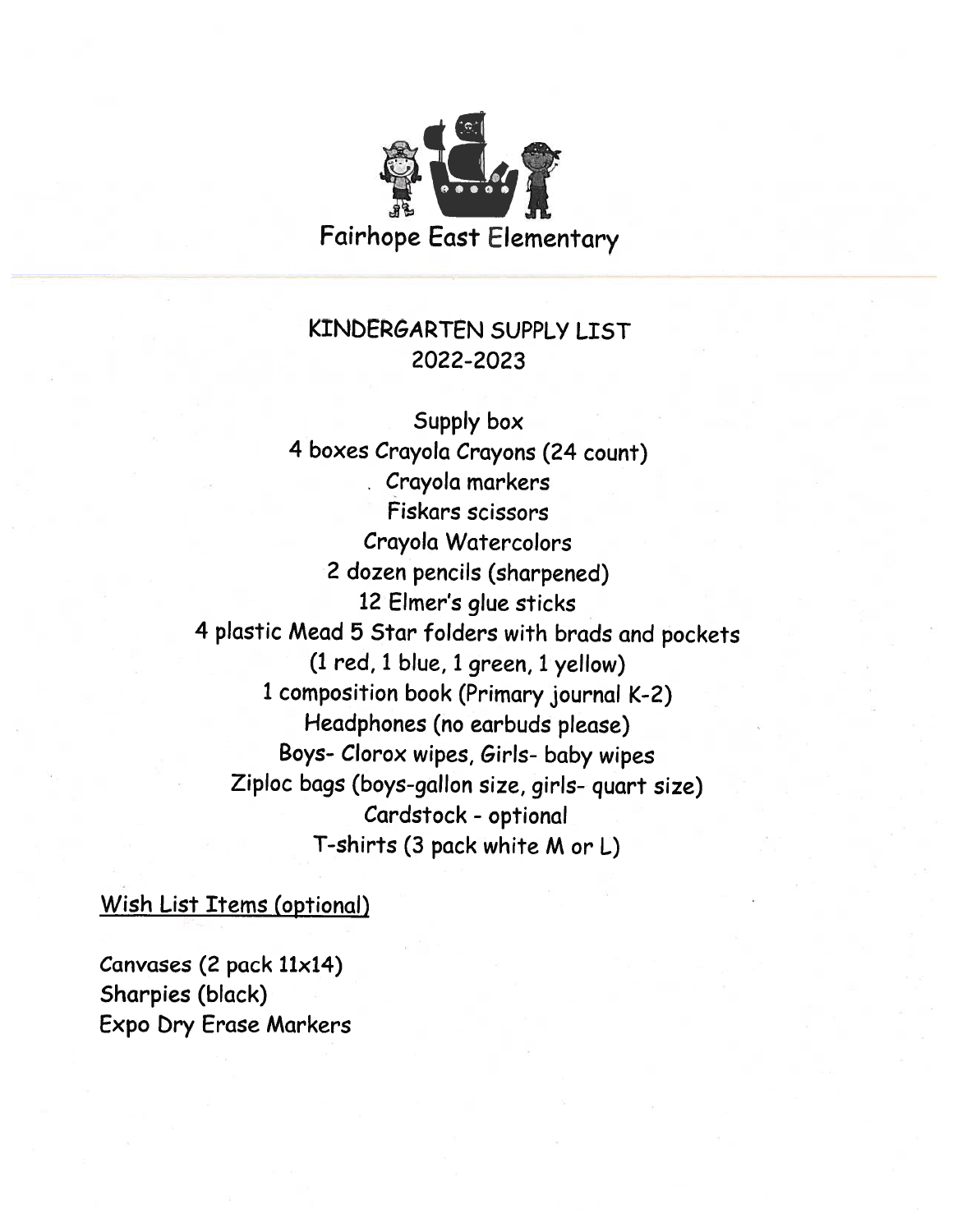# Fairhope East Elementary

## KINDERGARTEN SUPPLY LIST
## 2022-2023

Supply box
4 boxes Crayola Crayons (24 count)
Crayola markers
Fiskars scissors
Crayola Watercolors
2 dozen pencils (sharpened)
12 Elmer's glue sticks
4 plastic Mead 5 Star folders with brads and pockets
(1 red, 1 blue, 1 green, 1 yellow)
1 composition book (Primary journal K-2)
Headphones (no earbuds please)
Boys- Clorox wipes, Girls- baby wipes
Ziploc bags (boys-gallon size, girls- quart size)
Cardstock - optional
T-shirts (3 pack white M or L)

Wish List Items (optional)

Canvases (2 pack 11x14)
Sharpies (black)
Expo Dry Erase Markers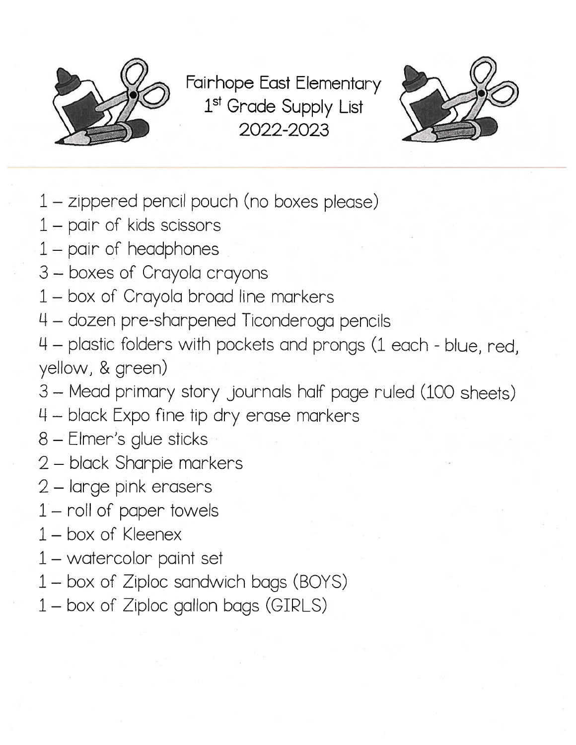# Fairhope East Elementary
## 1st Grade Supply List
## 2022-2023

1 – zippered pencil pouch (no boxes please)
1 – pair of kids scissors
1 – pair of headphones
3 – boxes of Crayola crayons
1 – box of Crayola broad line markers
4 – dozen pre-sharpened Ticonderoga pencils
4 – plastic folders with pockets and prongs (1 each - blue, red, yellow, & green)
3 – Mead primary story journals half page ruled (100 sheets)
4 – black Expo fine tip dry erase markers
8 – Elmer's glue sticks
2 – black Sharpie markers
2 – large pink erasers
1 – roll of paper towels
1 – box of Kleenex
1 – watercolor paint set
1 – box of Ziploc sandwich bags (BOYS)
1 – box of Ziploc gallon bags (GIRLS)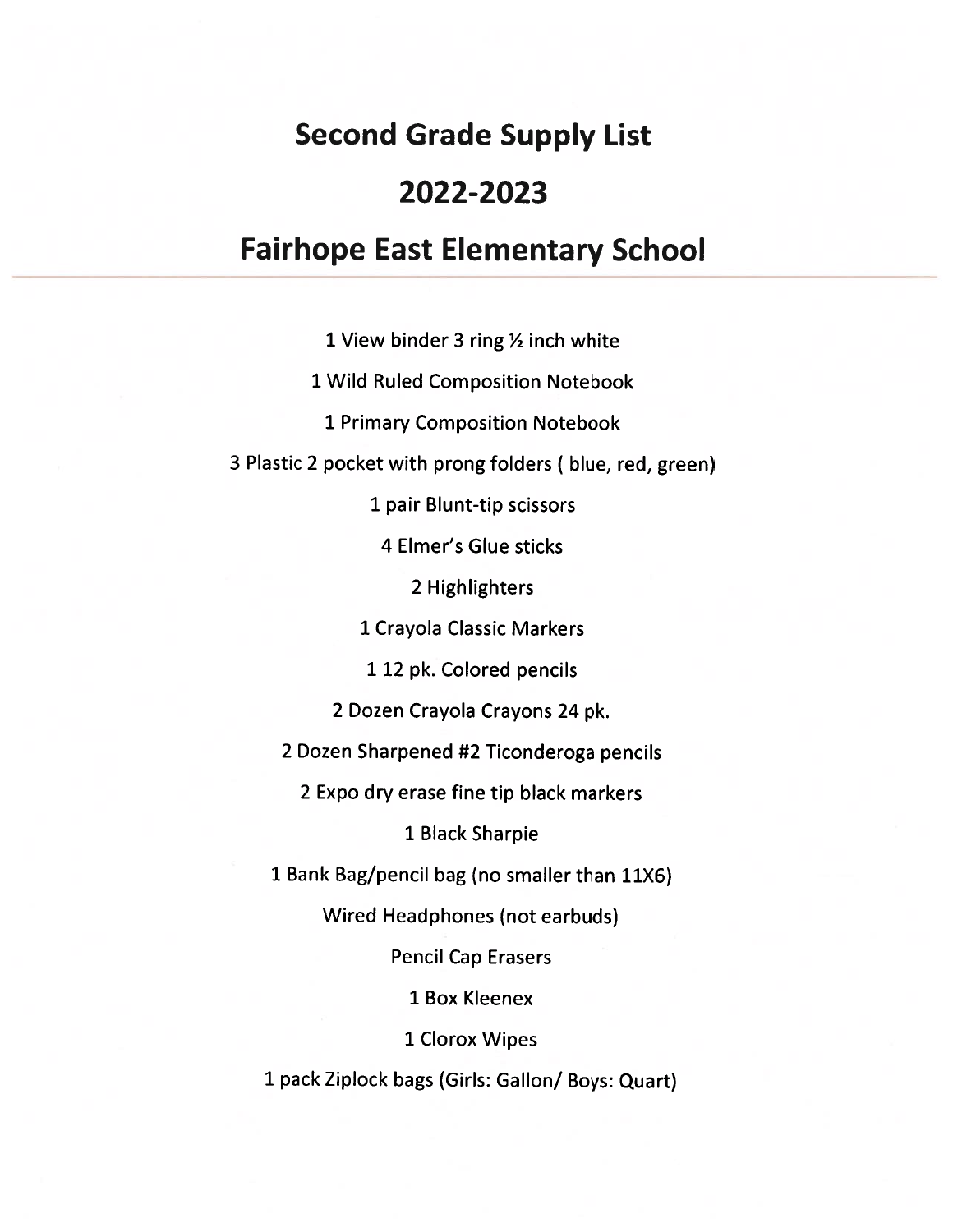# Second Grade Supply List

# 2022-2023

# Fairhope East Elementary School

---

1 View binder 3 ring ½ inch white

1 Wild Ruled Composition Notebook

1 Primary Composition Notebook

3 Plastic 2 pocket with prong folders ( blue, red, green)

1 pair Blunt-tip scissors

4 Elmer's Glue sticks

2 Highlighters

1 Crayola Classic Markers

1 12 pk. Colored pencils

2 Dozen Crayola Crayons 24 pk.

2 Dozen Sharpened #2 Ticonderoga pencils

2 Expo dry erase fine tip black markers

1 Black Sharpie

1 Bank Bag/pencil bag (no smaller than 11X6)

Wired Headphones (not earbuds)

Pencil Cap Erasers

1 Box Kleenex

1 Clorox Wipes

1 pack Ziplock bags (Girls: Gallon/ Boys: Quart)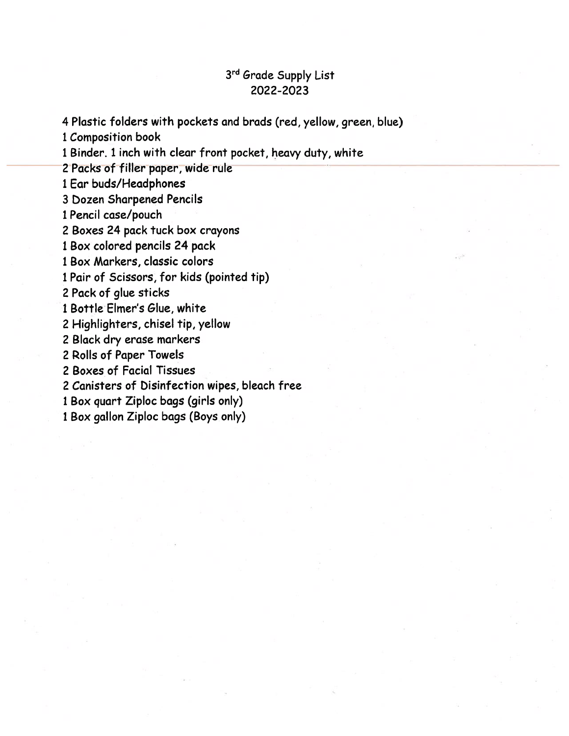# 3rd Grade Supply List
## 2022-2023

4 Plastic folders with pockets and brads (red, yellow, green, blue)
1 Composition book
1 Binder. 1 inch with clear front pocket, heavy duty, white
2 Packs of filler paper, wide rule
1 Ear buds/Headphones
3 Dozen Sharpened Pencils
1 Pencil case/pouch
2 Boxes 24 pack tuck box crayons
1 Box colored pencils 24 pack
1 Box Markers, classic colors
1 Pair of Scissors, for kids (pointed tip)
2 Pack of glue sticks
1 Bottle Elmer's Glue, white
2 Highlighters, chisel tip, yellow
2 Black dry erase markers
2 Rolls of Paper Towels
2 Boxes of Facial Tissues
2 Canisters of Disinfection wipes, bleach free
1 Box quart Ziploc bags (girls only)
1 Box gallon Ziploc bags (Boys only)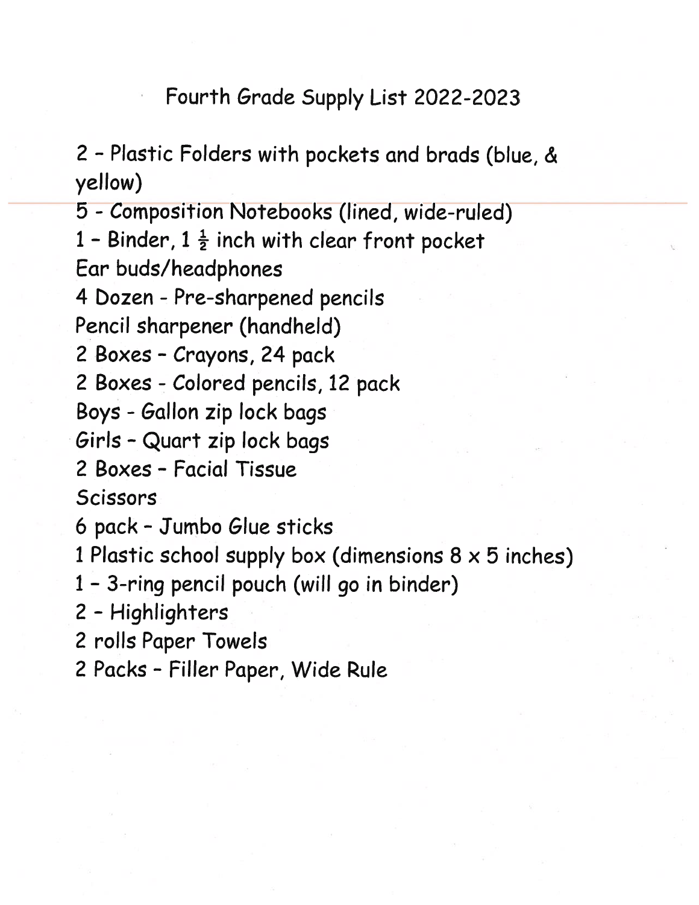# Fourth Grade Supply List 2022-2023

2 – Plastic Folders with pockets and brads (blue, & yellow)
5 - Composition Notebooks (lined, wide-ruled)
1 – Binder, 1 ½ inch with clear front pocket
Ear buds/headphones
4 Dozen - Pre-sharpened pencils
Pencil sharpener (handheld)
2 Boxes – Crayons, 24 pack
2 Boxes - Colored pencils, 12 pack
Boys - Gallon zip lock bags
Girls – Quart zip lock bags
2 Boxes – Facial Tissue
Scissors
6 pack – Jumbo Glue sticks
1 Plastic school supply box (dimensions 8 x 5 inches)
1 – 3-ring pencil pouch (will go in binder)
2 – Highlighters
2 rolls Paper Towels
2 Packs – Filler Paper, Wide Rule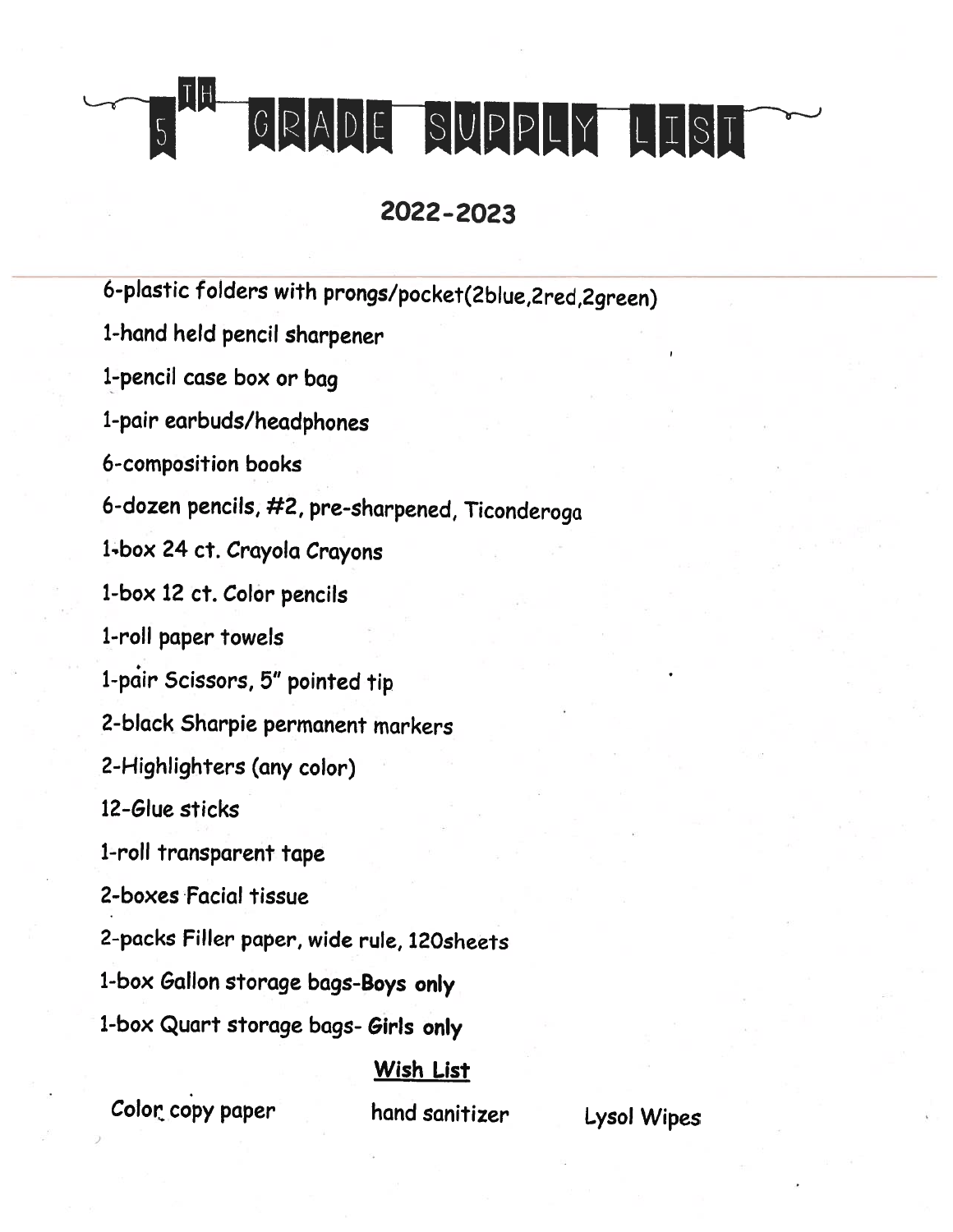# 5TH GRADE SUPPLY LIST

## 2022-2023

6-plastic folders with prongs/pocket(2blue,2red,2green)

1-hand held pencil sharpener

1-pencil case box or bag

1-pair earbuds/headphones

6-composition books

6-dozen pencils, #2, pre-sharpened, Ticonderoga

1-box 24 ct. Crayola Crayons

1-box 12 ct. Color pencils

1-roll paper towels

1-pair Scissors, 5" pointed tip

2-black Sharpie permanent markers

2-Highlighters (any color)

12-Glue sticks

1-roll transparent tape

2-boxes Facial tissue

2-packs Filler paper, wide rule, 120sheets

1-box Gallon storage bags-**Boys only**

1-box Quart storage bags- **Girls only**

**Wish List**

Color copy paper    hand sanitizer    Lysol Wipes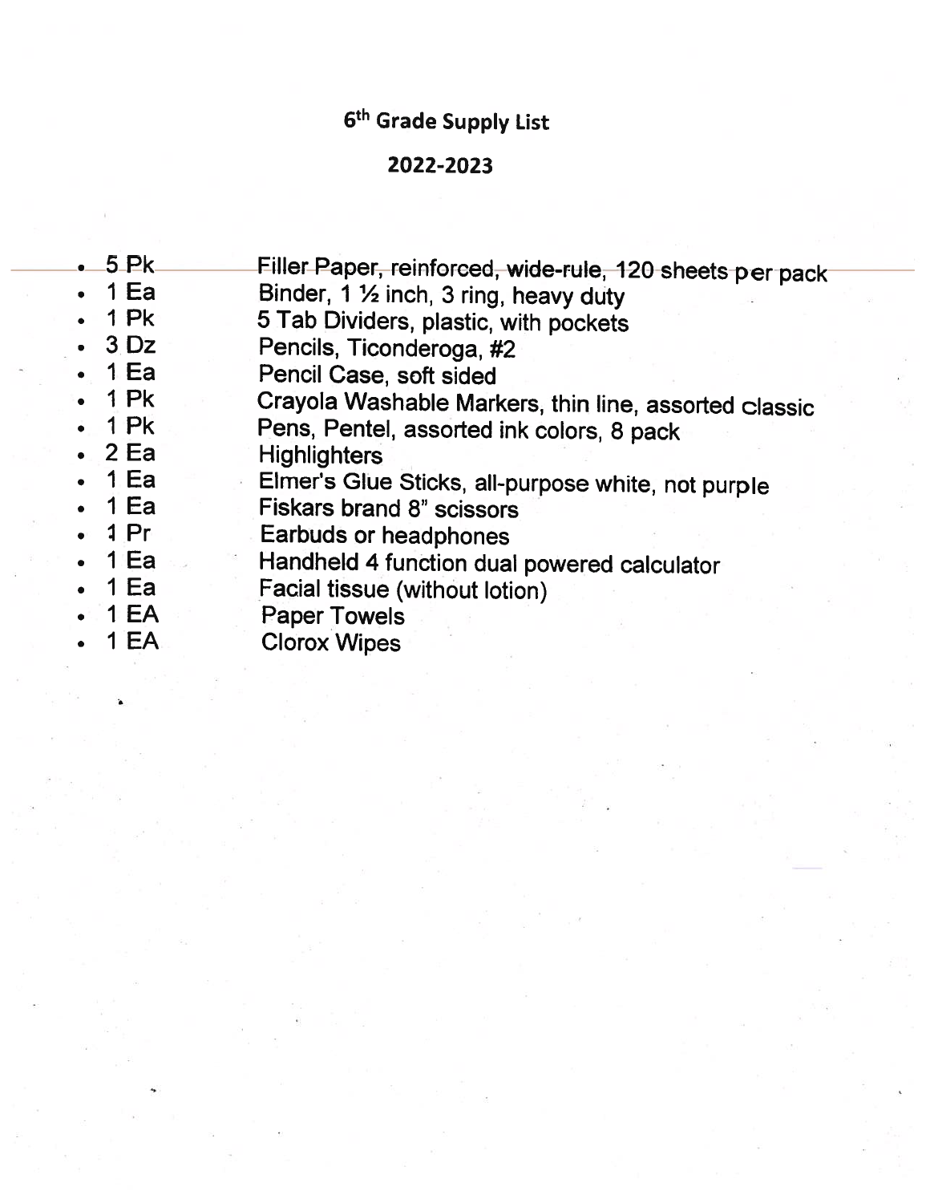## 6th Grade Supply List

## 2022-2023

- 5 Pk Filler Paper, reinforced, wide-rule, 120 sheets per pack
- 1 Ea Binder, 1 ½ inch, 3 ring, heavy duty
- 1 Pk 5 Tab Dividers, plastic, with pockets
- 3 Dz Pencils, Ticonderoga, #2
- 1 Ea Pencil Case, soft sided
- 1 Pk Crayola Washable Markers, thin line, assorted classic
- 1 Pk Pens, Pentel, assorted ink colors, 8 pack
- 2 Ea Highlighters
- 1 Ea Elmer's Glue Sticks, all-purpose white, not purple
- 1 Ea Fiskars brand 8" scissors
- 1 Pr Earbuds or headphones
- 1 Ea Handheld 4 function dual powered calculator
- 1 Ea Facial tissue (without lotion)
- 1 EA Paper Towels
- 1 EA Clorox Wipes